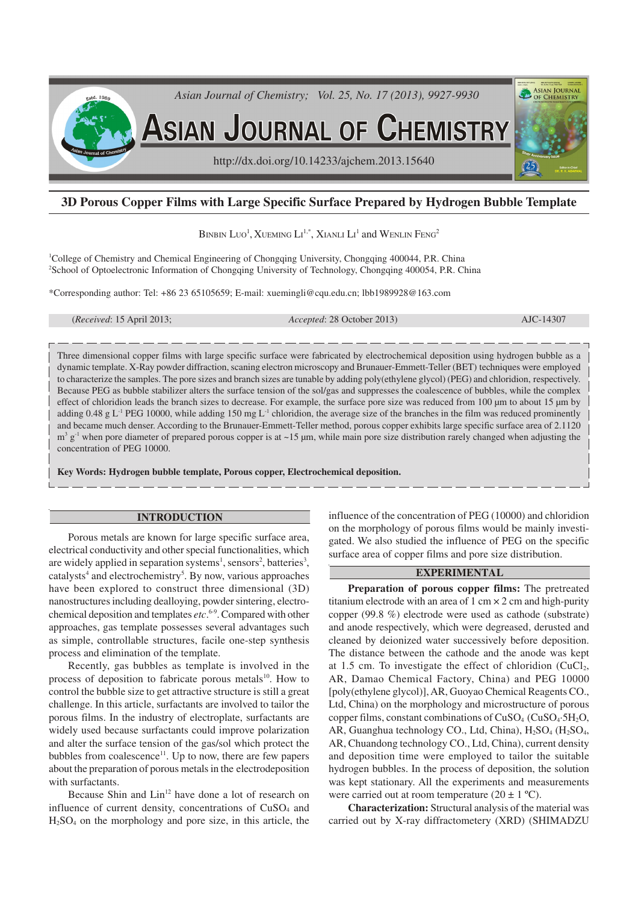# 3D Porous Copper Films with Large Specific Surface Prepared by Hydrogen Bubble Template

Binbin Luo[1], Xueming Li[1,*], Xianli Li[1] and Wenlin Feng[2]

[1]College of Chemistry and Chemical Engineering of Chongqing University, Chongqing 400044, P.R. China
[2]School of Optoelectronic Information of Chongqing University of Technology, Chongqing 400054, P.R. China

*Corresponding author: Tel: +86 23 65105659; E-mail: xuemingli@cqu.edu.cn; lbb1989928@163.com

(*Received*: 15 April 2013; *Accepted*: 28 October 2013) AJC-14307

Three dimensional copper films with large specific surface were fabricated by electrochemical deposition using hydrogen bubble as a dynamic template. X-Ray powder diffraction, scaning electron microscopy and Brunauer-Emmett-Teller (BET) techniques were employed to characterize the samples. The pore sizes and branch sizes are tunable by adding poly(ethylene glycol) (PEG) and chloridion, respectively. Because PEG as bubble stabilizer alters the surface tension of the sol/gas and suppresses the coalescence of bubbles, while the complex effect of chloridion leads the branch sizes to decrease. For example, the surface pore size was reduced from 100 μm to about 15 μm by adding 0.48 g $L^{-1}$ PEG 10000, while adding 150 mg $L^{-1}$ chloridion, the average size of the branches in the film was reduced prominently and became much denser. According to the Brunauer-Emmett-Teller method, porous copper exhibits large specific surface area of 2.1120 $m^3$ $g^{-1}$ when pore diameter of prepared porous copper is at ~15 μm, while main pore size distribution rarely changed when adjusting the concentration of PEG 10000.

**Key Words: Hydrogen bubble template, Porous copper, Electrochemical deposition.**

## INTRODUCTION

Porous metals are known for large specific surface area, electrical conductivity and other special functionalities, which are widely applied in separation systems[1], sensors[2], batteries[3], catalysts[4] and electrochemistry[5]. By now, various approaches have been explored to construct three dimensional (3D) nanostructures including dealloying, powder sintering, electrochemical deposition and templates *etc*.[6-9]. Compared with other approaches, gas template possesses several advantages such as simple, controllable structures, facile one-step synthesis process and elimination of the template.

Recently, gas bubbles as template is involved in the process of deposition to fabricate porous metals[10]. How to control the bubble size to get attractive structure is still a great challenge. In this article, surfactants are involved to tailor the porous films. In the industry of electroplate, surfactants are widely used because surfactants could improve polarization and alter the surface tension of the gas/sol which protect the bubbles from coalescence[11]. Up to now, there are few papers about the preparation of porous metals in the electrodeposition with surfactants.

Because Shin and Lin[12] have done a lot of research on influence of current density, concentrations of $CuSO_4$ and $H_2SO_4$ on the morphology and pore size, in this article, the influence of the concentration of PEG (10000) and chloridion on the morphology of porous films would be mainly investigated. We also studied the influence of PEG on the specific surface area of copper films and pore size distribution.

## EXPERIMENTAL

**Preparation of porous copper films:** The pretreated titanium electrode with an area of 1 cm × 2 cm and high-purity copper (99.8 %) electrode were used as cathode (substrate) and anode respectively, which were degreased, derusted and cleaned by deionized water successively before deposition. The distance between the cathode and the anode was kept at 1.5 cm. To investigate the effect of chloridion ($CuCl_2$, AR, Damao Chemical Factory, China) and PEG 10000 [poly(ethylene glycol)], AR, Guoyao Chemical Reagents CO., Ltd, China) on the morphology and microstructure of porous copper films, constant combinations of $CuSO_4$ ($CuSO_4$·$5H_2O$, AR, Guanghua technology CO., Ltd, China), $H_2SO_4$ ($H_2SO_4$, AR, Chuandong technology CO., Ltd, China), current density and deposition time were employed to tailor the suitable hydrogen bubbles. In the process of deposition, the solution was kept stationary. All the experiments and measurements were carried out at room temperature (20 ± 1 ºC).

**Characterization:** Structural analysis of the material was carried out by X-ray diffractometery (XRD) (SHIMADZU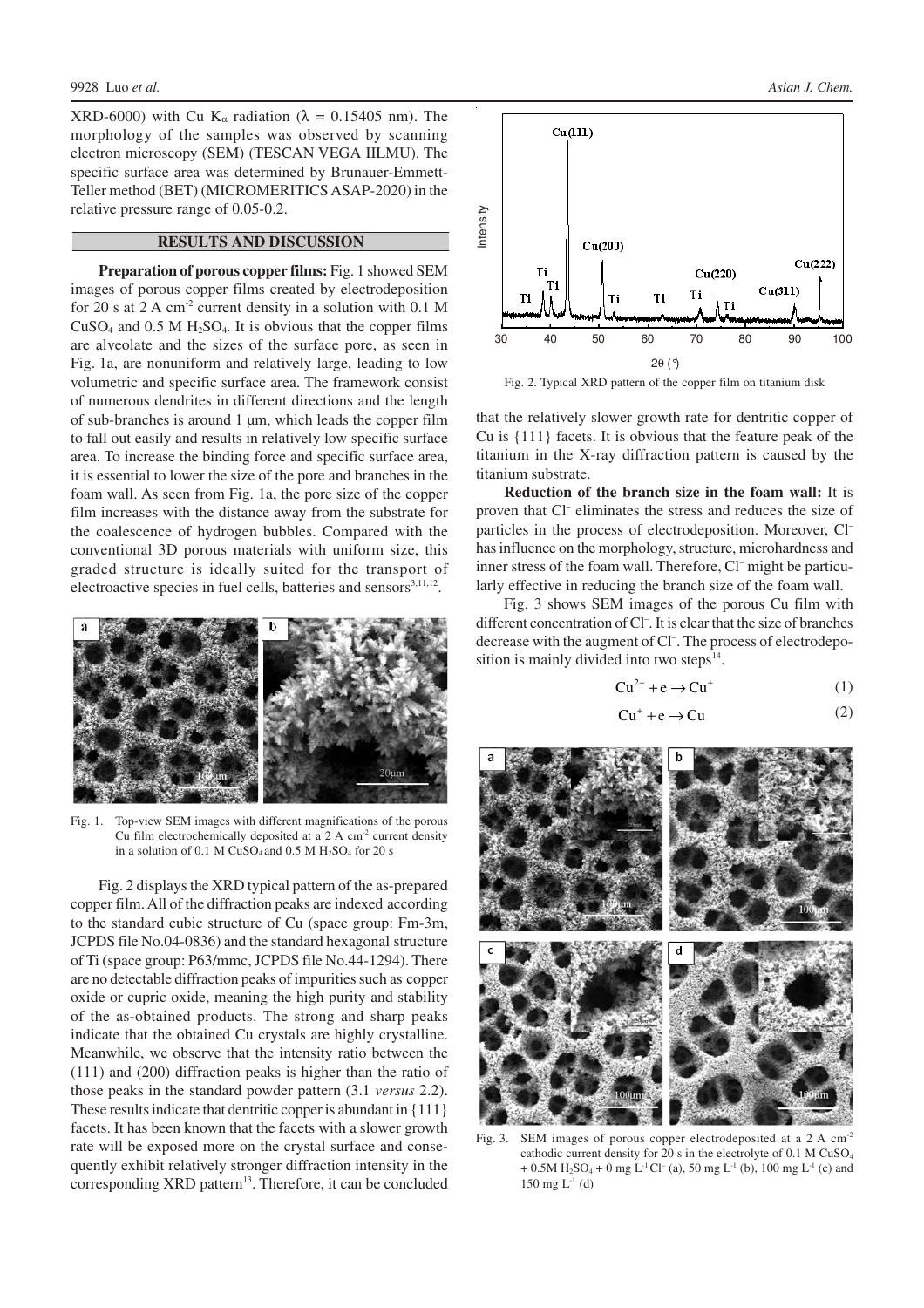XRD-6000) with Cu $K_\alpha$ radiation ($\lambda$ = 0.15405 nm). The morphology of the samples was observed by scanning electron microscopy (SEM) (TESCAN VEGA IILMU). The specific surface area was determined by Brunauer-Emmett-Teller method (BET) (MICROMERITICS ASAP-2020) in the relative pressure range of 0.05-0.2.

## RESULTS AND DISCUSSION

**Preparation of porous copper films:** Fig. 1 showed SEM images of porous copper films created by electrodeposition for 20 s at 2 A $cm^{-2}$ current density in a solution with 0.1 M $CuSO_4$ and 0.5 M $H_2SO_4$. It is obvious that the copper films are alveolate and the sizes of the surface pore, as seen in Fig. 1a, are nonuniform and relatively large, leading to low volumetric and specific surface area. The framework consist of numerous dendrites in different directions and the length of sub-branches is around 1 μm, which leads the copper film to fall out easily and results in relatively low specific surface area. To increase the binding force and specific surface area, it is essential to lower the size of the pore and branches in the foam wall. As seen from Fig. 1a, the pore size of the copper film increases with the distance away from the substrate for the coalescence of hydrogen bubbles. Compared with the conventional 3D porous materials with uniform size, this graded structure is ideally suited for the transport of electroactive species in fuel cells, batteries and sensors[3,11,12].

Fig. 1. Top-view SEM images with different magnifications of the porous Cu film electrochemically deposited at a 2 A $cm^{-2}$ current density in a solution of 0.1 M $CuSO_4$ and 0.5 M $H_2SO_4$ for 20 s

Fig. 2 displays the XRD typical pattern of the as-prepared copper film. All of the diffraction peaks are indexed according to the standard cubic structure of Cu (space group: Fm-3m, JCPDS file No.04-0836) and the standard hexagonal structure of Ti (space group: P63/mmc, JCPDS file No.44-1294). There are no detectable diffraction peaks of impurities such as copper oxide or cupric oxide, meaning the high purity and stability of the as-obtained products. The strong and sharp peaks indicate that the obtained Cu crystals are highly crystalline. Meanwhile, we observe that the intensity ratio between the (111) and (200) diffraction peaks is higher than the ratio of those peaks in the standard powder pattern (3.1 *versus* 2.2). These results indicate that dentritic copper is abundant in {111} facets. It has been known that the facets with a slower growth rate will be exposed more on the crystal surface and consequently exhibit relatively stronger diffraction intensity in the corresponding XRD pattern[13]. Therefore, it can be concluded that the relatively slower growth rate for dentritic copper of Cu is {111} facets. It is obvious that the feature peak of the titanium in the X-ray diffraction pattern is caused by the titanium substrate.

Fig. 2. Typical XRD pattern of the copper film on titanium disk

**Reduction of the branch size in the foam wall:** It is proven that $Cl^-$ eliminates the stress and reduces the size of particles in the process of electrodeposition. Moreover, $Cl^-$ has influence on the morphology, structure, microhardness and inner stress of the foam wall. Therefore, $Cl^-$ might be particularly effective in reducing the branch size of the foam wall.

Fig. 3 shows SEM images of the porous Cu film with different concentration of $Cl^-$. It is clear that the size of branches decrease with the augment of $Cl^-$. The process of electrodeposition is mainly divided into two steps[14].

$$Cu^{2+} + e \rightarrow Cu^{+} \tag{1}$$

$$Cu^{+} + e \rightarrow Cu \tag{2}$$

Fig. 3. SEM images of porous copper electrodeposited at a 2 A $cm^{-2}$ cathodic current density for 20 s in the electrolyte of 0.1 M $CuSO_4$ + 0.5M $H_2SO_4$ + 0 mg $L^{-1}$ $Cl^-$ (a), 50 mg $L^{-1}$ (b), 100 mg $L^{-1}$ (c) and 150 mg $L^{-1}$ (d)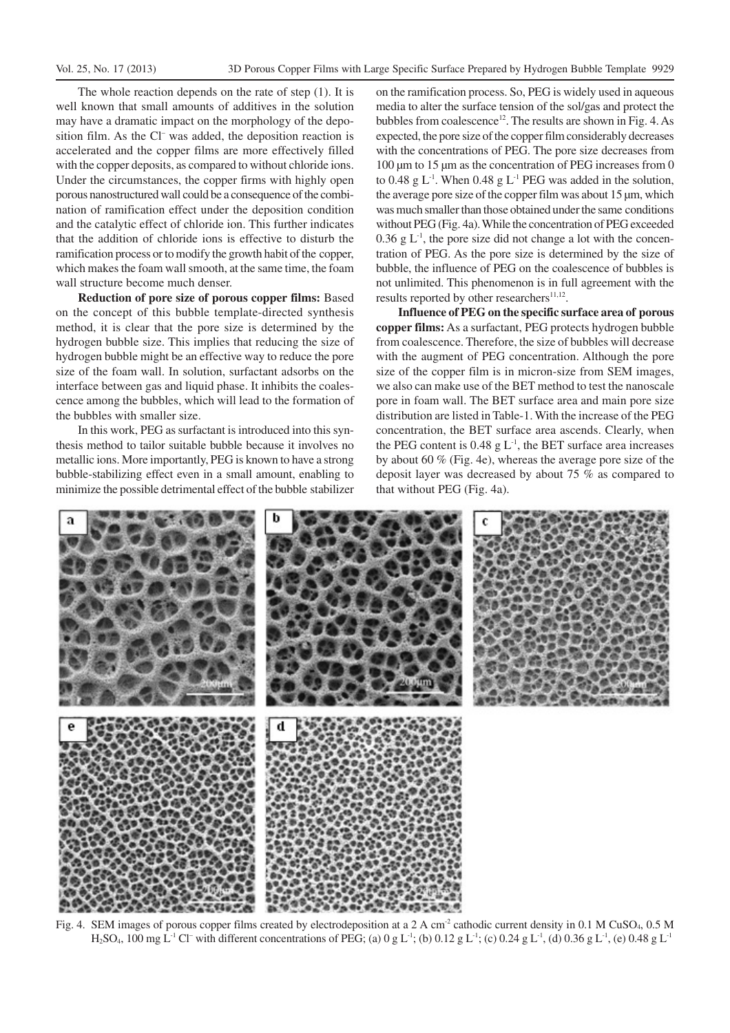The whole reaction depends on the rate of step (1). It is well known that small amounts of additives in the solution may have a dramatic impact on the morphology of the deposition film. As the $Cl^-$ was added, the deposition reaction is accelerated and the copper films are more effectively filled with the copper deposits, as compared to without chloride ions. Under the circumstances, the copper firms with highly open porous nanostructured wall could be a consequence of the combination of ramification effect under the deposition condition and the catalytic effect of chloride ion. This further indicates that the addition of chloride ions is effective to disturb the ramification process or to modify the growth habit of the copper, which makes the foam wall smooth, at the same time, the foam wall structure become much denser.

**Reduction of pore size of porous copper films:** Based on the concept of this bubble template-directed synthesis method, it is clear that the pore size is determined by the hydrogen bubble size. This implies that reducing the size of hydrogen bubble might be an effective way to reduce the pore size of the foam wall. In solution, surfactant adsorbs on the interface between gas and liquid phase. It inhibits the coalescence among the bubbles, which will lead to the formation of the bubbles with smaller size.

In this work, PEG as surfactant is introduced into this synthesis method to tailor suitable bubble because it involves no metallic ions. More importantly, PEG is known to have a strong bubble-stabilizing effect even in a small amount, enabling to minimize the possible detrimental effect of the bubble stabilizer on the ramification process. So, PEG is widely used in aqueous media to alter the surface tension of the sol/gas and protect the bubbles from coalescence[12]. The results are shown in Fig. 4. As expected, the pore size of the copper film considerably decreases with the concentrations of PEG. The pore size decreases from 100 μm to 15 μm as the concentration of PEG increases from 0 to 0.48 g $L^{-1}$. When 0.48 g $L^{-1}$ PEG was added in the solution, the average pore size of the copper film was about 15 μm, which was much smaller than those obtained under the same conditions without PEG (Fig. 4a). While the concentration of PEG exceeded 0.36 g $L^{-1}$, the pore size did not change a lot with the concentration of PEG. As the pore size is determined by the size of bubble, the influence of PEG on the coalescence of bubbles is not unlimited. This phenomenon is in full agreement with the results reported by other researchers[11,12].

**Influence of PEG on the specific surface area of porous copper films:** As a surfactant, PEG protects hydrogen bubble from coalescence. Therefore, the size of bubbles will decrease with the augment of PEG concentration. Although the pore size of the copper film is in micron-size from SEM images, we also can make use of the BET method to test the nanoscale pore in foam wall. The BET surface area and main pore size distribution are listed in Table-1. With the increase of the PEG concentration, the BET surface area ascends. Clearly, when the PEG content is 0.48 g $L^{-1}$, the BET surface area increases by about 60 % (Fig. 4e), whereas the average pore size of the deposit layer was decreased by about 75 % as compared to that without PEG (Fig. 4a).

Fig. 4. SEM images of porous copper films created by electrodeposition at a 2 A $cm^{-2}$ cathodic current density in 0.1 M $CuSO_4$, 0.5 M $H_2SO_4$, 100 mg $L^{-1}$ $Cl^-$ with different concentrations of PEG; (a) 0 g $L^{-1}$; (b) 0.12 g $L^{-1}$; (c) 0.24 g $L^{-1}$, (d) 0.36 g $L^{-1}$, (e) 0.48 g $L^{-1}$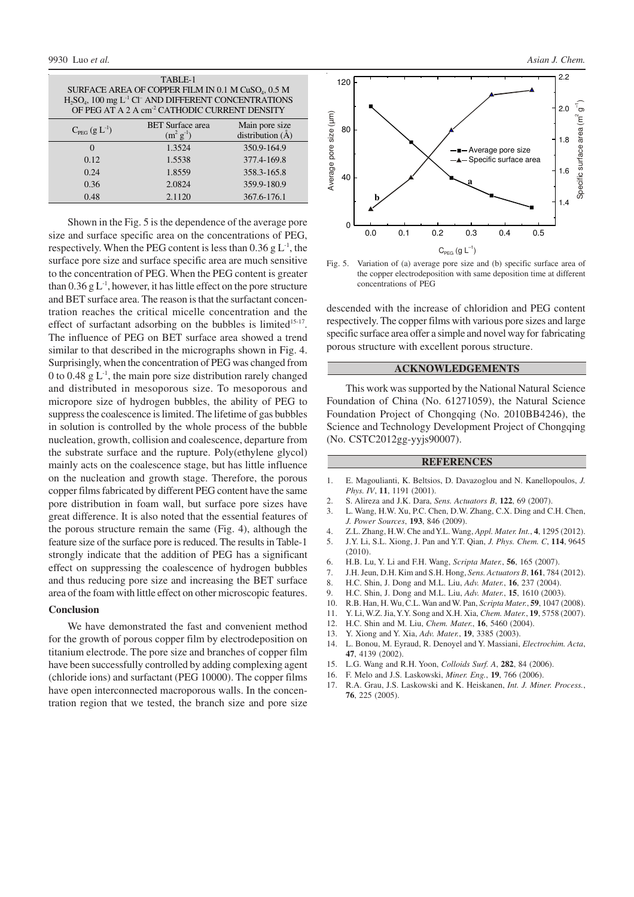TABLE-1
SURFACE AREA OF COPPER FILM IN 0.1 M $CuSO_4$, 0.5 M $H_2SO_4$, 100 mg $L^{-1}$ $Cl^-$ AND DIFFERENT CONCENTRATIONS OF PEG AT A 2 A $cm^{-2}$ CATHODIC CURRENT DENSITY

| $C_{PEG}$ (g $L^{-1}$) | BET Surface area ($m^2$ $g^{-1}$) | Main pore size distribution (Å) |
|---|---|---|
| 0 | 1.3524 | 350.9-164.9 |
| 0.12 | 1.5538 | 377.4-169.8 |
| 0.24 | 1.8559 | 358.3-165.8 |
| 0.36 | 2.0824 | 359.9-180.9 |
| 0.48 | 2.1120 | 367.6-176.1 |

Shown in the Fig. 5 is the dependence of the average pore size and surface specific area on the concentrations of PEG, respectively. When the PEG content is less than 0.36 g $L^{-1}$, the surface pore size and surface specific area are much sensitive to the concentration of PEG. When the PEG content is greater than 0.36 g $L^{-1}$, however, it has little effect on the pore structure and BET surface area. The reason is that the surfactant concentration reaches the critical micelle concentration and the effect of surfactant adsorbing on the bubbles is limited[15-17]. The influence of PEG on BET surface area showed a trend similar to that described in the micrographs shown in Fig. 4. Surprisingly, when the concentration of PEG was changed from 0 to 0.48 g $L^{-1}$, the main pore size distribution rarely changed and distributed in mesoporous size. To mesoporous and micropore size of hydrogen bubbles, the ability of PEG to suppress the coalescence is limited. The lifetime of gas bubbles in solution is controlled by the whole process of the bubble nucleation, growth, collision and coalescence, departure from the substrate surface and the rupture. Poly(ethylene glycol) mainly acts on the coalescence stage, but has little influence on the nucleation and growth stage. Therefore, the porous copper films fabricated by different PEG content have the same pore distribution in foam wall, but surface pore sizes have great difference. It is also noted that the essential features of the porous structure remain the same (Fig. 4), although the feature size of the surface pore is reduced. The results in Table-1 strongly indicate that the addition of PEG has a significant effect on suppressing the coalescence of hydrogen bubbles and thus reducing pore size and increasing the BET surface area of the foam with little effect on other microscopic features.

### Conclusion

We have demonstrated the fast and convenient method for the growth of porous copper film by electrodeposition on titanium electrode. The pore size and branches of copper film have been successfully controlled by adding complexing agent (chloride ions) and surfactant (PEG 10000). The copper films have open interconnected macroporous walls. In the concentration region that we tested, the branch size and pore size descended with the increase of chloridion and PEG content respectively. The copper films with various pore sizes and large specific surface area offer a simple and novel way for fabricating porous structure with excellent porous structure.

Average pore size (μm)
Specific surface area ($m^2$ $g^{-1}$)
$C_{PEG}$ (g $L^{-1}$)
Average pore size
Specific surface area
a
b
0, 40, 80, 120
0.0, 0.1, 0.2, 0.3, 0.4, 0.5
1.4, 1.6, 1.8, 2.0, 2.2

Fig. 5. Variation of (a) average pore size and (b) specific surface area of the copper electrodeposition with same deposition time at different concentrations of PEG

## ACKNOWLEDGEMENTS

This work was supported by the National Natural Science Foundation of China (No. 61271059), the Natural Science Foundation Project of Chongqing (No. 2010BB4246), the Science and Technology Development Project of Chongqing (No. CSTC2012gg-yyjs90007).

## REFERENCES

1. E. Magoulianti, K. Beltsios, D. Davazoglou and N. Kanellopoulos, *J. Phys. IV*, **11**, 1191 (2001).
2. S. Alireza and J.K. Dara, *Sens. Actuators B*, **122**, 69 (2007).
3. L. Wang, H.W. Xu, P.C. Chen, D.W. Zhang, C.X. Ding and C.H. Chen, *J. Power Sources*, **193**, 846 (2009).
4. Z.L. Zhang, H.W. Che and Y.L. Wang, *Appl. Mater. Int.*, **4**, 1295 (2012).
5. J.Y. Li, S.L. Xiong, J. Pan and Y.T. Qian, *J. Phys. Chem. C*, **114**, 9645 (2010).
6. H.B. Lu, Y. Li and F.H. Wang, *Scripta Mater.*, **56**, 165 (2007).
7. J.H. Jeun, D.H. Kim and S.H. Hong, *Sens. Actuators B*, **161**, 784 (2012).
8. H.C. Shin, J. Dong and M.L. Liu, *Adv. Mater.*, **16**, 237 (2004).
9. H.C. Shin, J. Dong and M.L. Liu, *Adv. Mater.*, **15**, 1610 (2003).
10. R.B. Han, H. Wu, C.L. Wan and W. Pan, *Scripta Mater.*, **59**, 1047 (2008).
11. Y. Li, W.Z. Jia, Y.Y. Song and X.H. Xia, *Chem. Mater.*, **19**, 5758 (2007).
12. H.C. Shin and M. Liu, *Chem. Mater.*, **16**, 5460 (2004).
13. Y. Xiong and Y. Xia, *Adv. Mater.*, **19**, 3385 (2003).
14. L. Bonou, M. Eyraud, R. Denoyel and Y. Massiani, *Electrochim. Acta*, **47**, 4139 (2002).
15. L.G. Wang and R.H. Yoon, *Colloids Surf. A*, **282**, 84 (2006).
16. F. Melo and J.S. Laskowski, *Miner. Eng.*, **19**, 766 (2006).
17. R.A. Grau, J.S. Laskowski and K. Heiskanen, *Int. J. Miner. Process.*, **76**, 225 (2005).